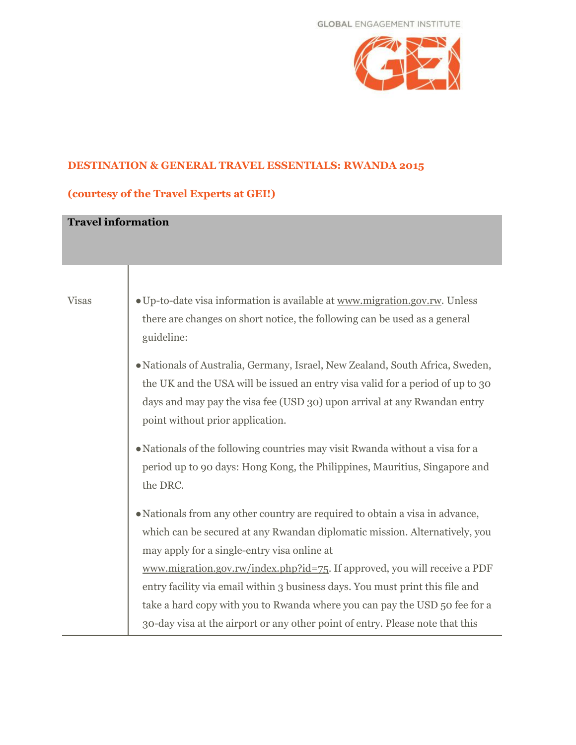GLOBAL ENGAGEMENT INSTITUTE

**DESTINATION & GENERAL TRAVEL ESSENTIALS: RWANDA 2015**

**(courtesy of the Travel Experts at GEI!)**

| **Travel information** | |
|---|---|
| Visas | • Up-to-date visa information is available at www.migration.gov.rw. Unless there are changes on short notice, the following can be used as a general guideline:<br><br>• Nationals of Australia, Germany, Israel, New Zealand, South Africa, Sweden, the UK and the USA will be issued an entry visa valid for a period of up to 30 days and may pay the visa fee (USD 30) upon arrival at any Rwandan entry point without prior application.<br><br>• Nationals of the following countries may visit Rwanda without a visa for a period up to 90 days: Hong Kong, the Philippines, Mauritius, Singapore and the DRC.<br><br>• Nationals from any other country are required to obtain a visa in advance, which can be secured at any Rwandan diplomatic mission. Alternatively, you may apply for a single-entry visa online at www.migration.gov.rw/index.php?id=75. If approved, you will receive a PDF entry facility via email within 3 business days. You must print this file and take a hard copy with you to Rwanda where you can pay the USD 50 fee for a 30-day visa at the airport or any other point of entry. Please note that this |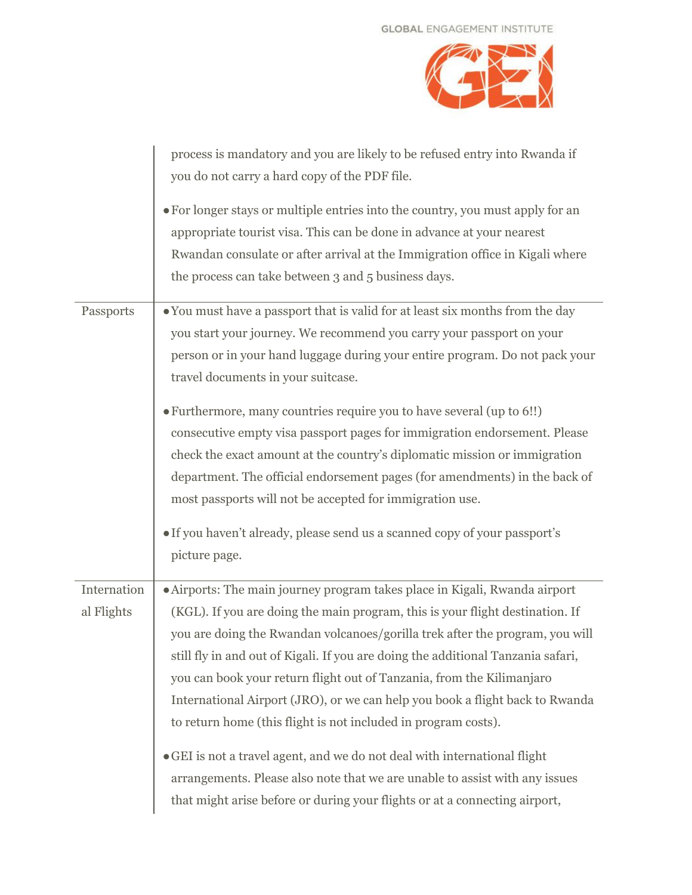| | |
|---|---|
| | process is mandatory and you are likely to be refused entry into Rwanda if you do not carry a hard copy of the PDF file.<br><br>• For longer stays or multiple entries into the country, you must apply for an appropriate tourist visa. This can be done in advance at your nearest Rwandan consulate or after arrival at the Immigration office in Kigali where the process can take between 3 and 5 business days. |
| Passports | • You must have a passport that is valid for at least six months from the day you start your journey. We recommend you carry your passport on your person or in your hand luggage during your entire program. Do not pack your travel documents in your suitcase.<br><br>• Furthermore, many countries require you to have several (up to 6!!) consecutive empty visa passport pages for immigration endorsement. Please check the exact amount at the country's diplomatic mission or immigration department. The official endorsement pages (for amendments) in the back of most passports will not be accepted for immigration use.<br><br>• If you haven't already, please send us a scanned copy of your passport's picture page. |
| International Flights | • Airports: The main journey program takes place in Kigali, Rwanda airport (KGL). If you are doing the main program, this is your flight destination. If you are doing the Rwandan volcanoes/gorilla trek after the program, you will still fly in and out of Kigali. If you are doing the additional Tanzania safari, you can book your return flight out of Tanzania, from the Kilimanjaro International Airport (JRO), or we can help you book a flight back to Rwanda to return home (this flight is not included in program costs).<br><br>• GEI is not a travel agent, and we do not deal with international flight arrangements. Please also note that we are unable to assist with any issues that might arise before or during your flights or at a connecting airport, |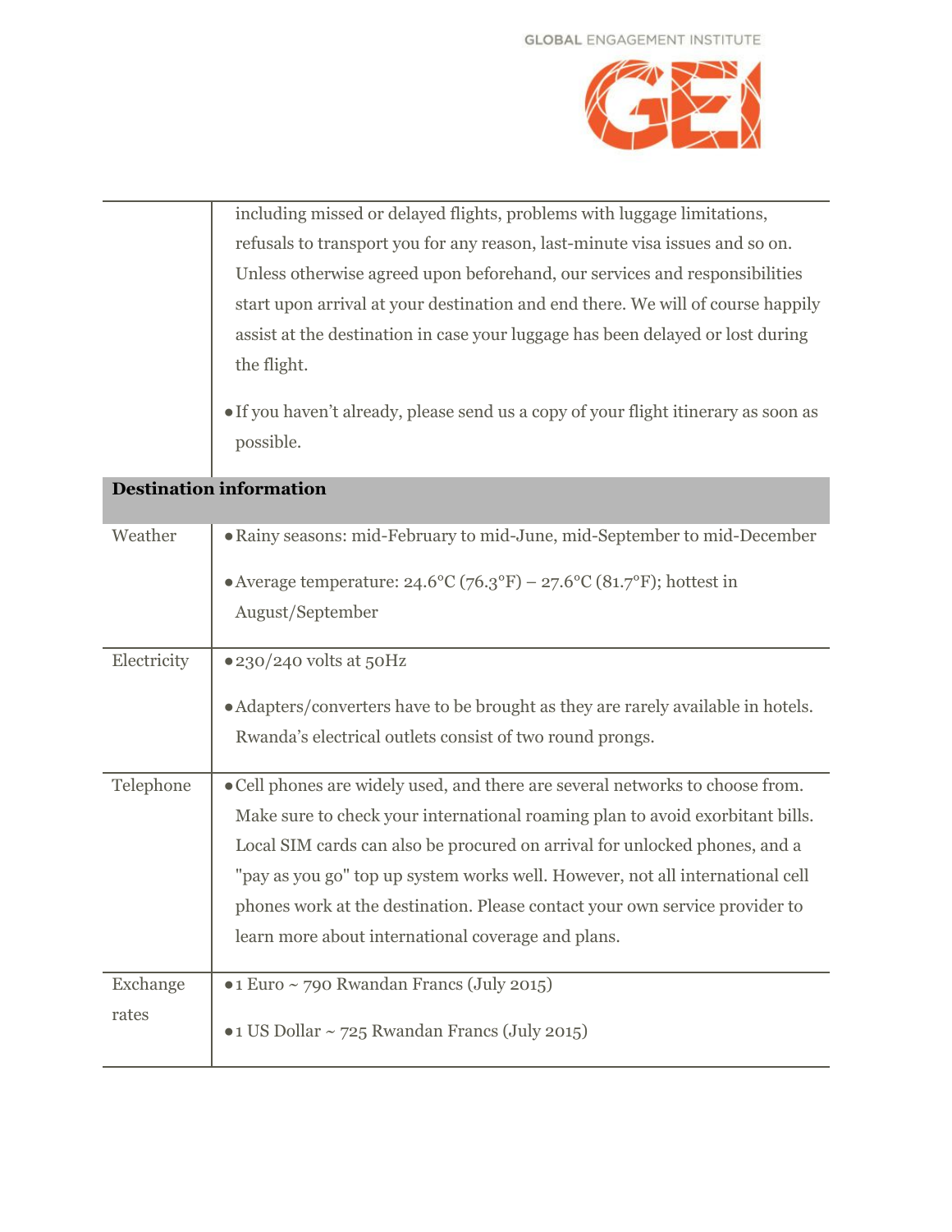| | |
|---|---|
| | including missed or delayed flights, problems with luggage limitations, refusals to transport you for any reason, last-minute visa issues and so on. Unless otherwise agreed upon beforehand, our services and responsibilities start upon arrival at your destination and end there. We will of course happily assist at the destination in case your luggage has been delayed or lost during the flight.<br><br>● If you haven't already, please send us a copy of your flight itinerary as soon as possible. |
| **Destination information** | |
| Weather | ● Rainy seasons: mid-February to mid-June, mid-September to mid-December<br><br>● Average temperature: 24.6°C (76.3°F) – 27.6°C (81.7°F); hottest in August/September |
| Electricity | ● 230/240 volts at 50Hz<br><br>● Adapters/converters have to be brought as they are rarely available in hotels. Rwanda's electrical outlets consist of two round prongs. |
| Telephone | ● Cell phones are widely used, and there are several networks to choose from. Make sure to check your international roaming plan to avoid exorbitant bills. Local SIM cards can also be procured on arrival for unlocked phones, and a "pay as you go" top up system works well. However, not all international cell phones work at the destination. Please contact your own service provider to learn more about international coverage and plans. |
| Exchange rates | ● 1 Euro ~ 790 Rwandan Francs (July 2015)<br><br>● 1 US Dollar ~ 725 Rwandan Francs (July 2015) |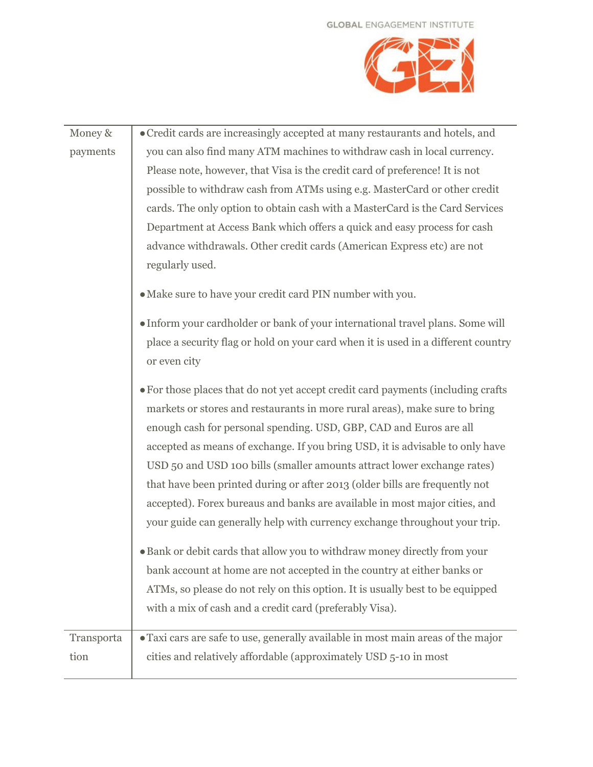| | |
|---|---|
| Money & payments | • Credit cards are increasingly accepted at many restaurants and hotels, and you can also find many ATM machines to withdraw cash in local currency. Please note, however, that Visa is the credit card of preference! It is not possible to withdraw cash from ATMs using e.g. MasterCard or other credit cards. The only option to obtain cash with a MasterCard is the Card Services Department at Access Bank which offers a quick and easy process for cash advance withdrawals. Other credit cards (American Express etc) are not regularly used.<br><br>• Make sure to have your credit card PIN number with you.<br><br>• Inform your cardholder or bank of your international travel plans. Some will place a security flag or hold on your card when it is used in a different country or even city<br><br>• For those places that do not yet accept credit card payments (including crafts markets or stores and restaurants in more rural areas), make sure to bring enough cash for personal spending. USD, GBP, CAD and Euros are all accepted as means of exchange. If you bring USD, it is advisable to only have USD 50 and USD 100 bills (smaller amounts attract lower exchange rates) that have been printed during or after 2013 (older bills are frequently not accepted). Forex bureaus and banks are available in most major cities, and your guide can generally help with currency exchange throughout your trip.<br><br>• Bank or debit cards that allow you to withdraw money directly from your bank account at home are not accepted in the country at either banks or ATMs, so please do not rely on this option. It is usually best to be equipped with a mix of cash and a credit card (preferably Visa). |
| Transportation | • Taxi cars are safe to use, generally available in most main areas of the major cities and relatively affordable (approximately USD 5-10 in most |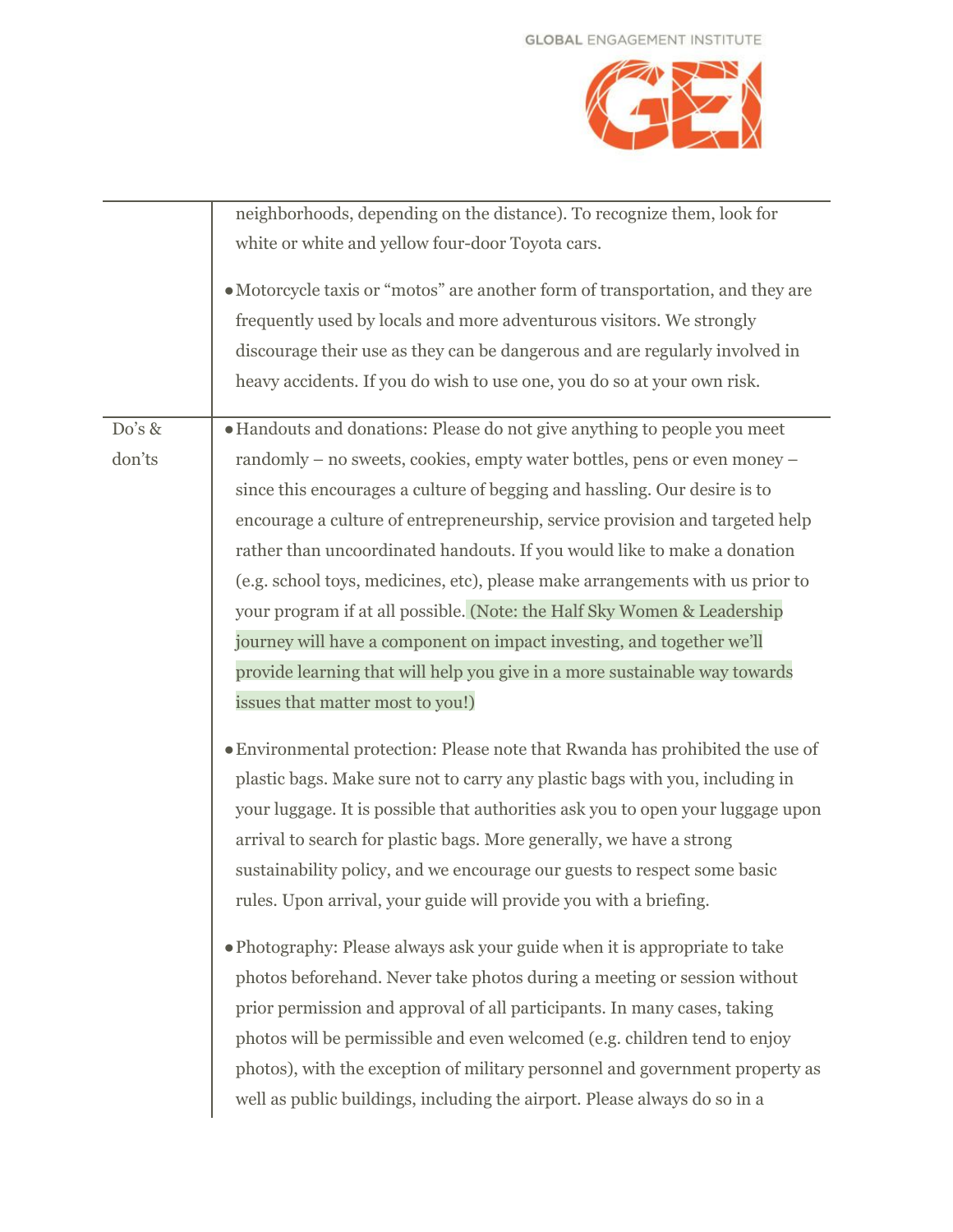| | |
|---|---|
| | neighborhoods, depending on the distance). To recognize them, look for white or white and yellow four-door Toyota cars.<br><br>● Motorcycle taxis or "motos" are another form of transportation, and they are frequently used by locals and more adventurous visitors. We strongly discourage their use as they can be dangerous and are regularly involved in heavy accidents. If you do wish to use one, you do so at your own risk. |
| Do's & don'ts | ● Handouts and donations: Please do not give anything to people you meet randomly – no sweets, cookies, empty water bottles, pens or even money – since this encourages a culture of begging and hassling. Our desire is to encourage a culture of entrepreneurship, service provision and targeted help rather than uncoordinated handouts. If you would like to make a donation (e.g. school toys, medicines, etc), please make arrangements with us prior to your program if at all possible. (Note: the Half Sky Women & Leadership journey will have a component on impact investing, and together we'll provide learning that will help you give in a more sustainable way towards issues that matter most to you!)<br><br>● Environmental protection: Please note that Rwanda has prohibited the use of plastic bags. Make sure not to carry any plastic bags with you, including in your luggage. It is possible that authorities ask you to open your luggage upon arrival to search for plastic bags. More generally, we have a strong sustainability policy, and we encourage our guests to respect some basic rules. Upon arrival, your guide will provide you with a briefing.<br><br>● Photography: Please always ask your guide when it is appropriate to take photos beforehand. Never take photos during a meeting or session without prior permission and approval of all participants. In many cases, taking photos will be permissible and even welcomed (e.g. children tend to enjoy photos), with the exception of military personnel and government property as well as public buildings, including the airport. Please always do so in a |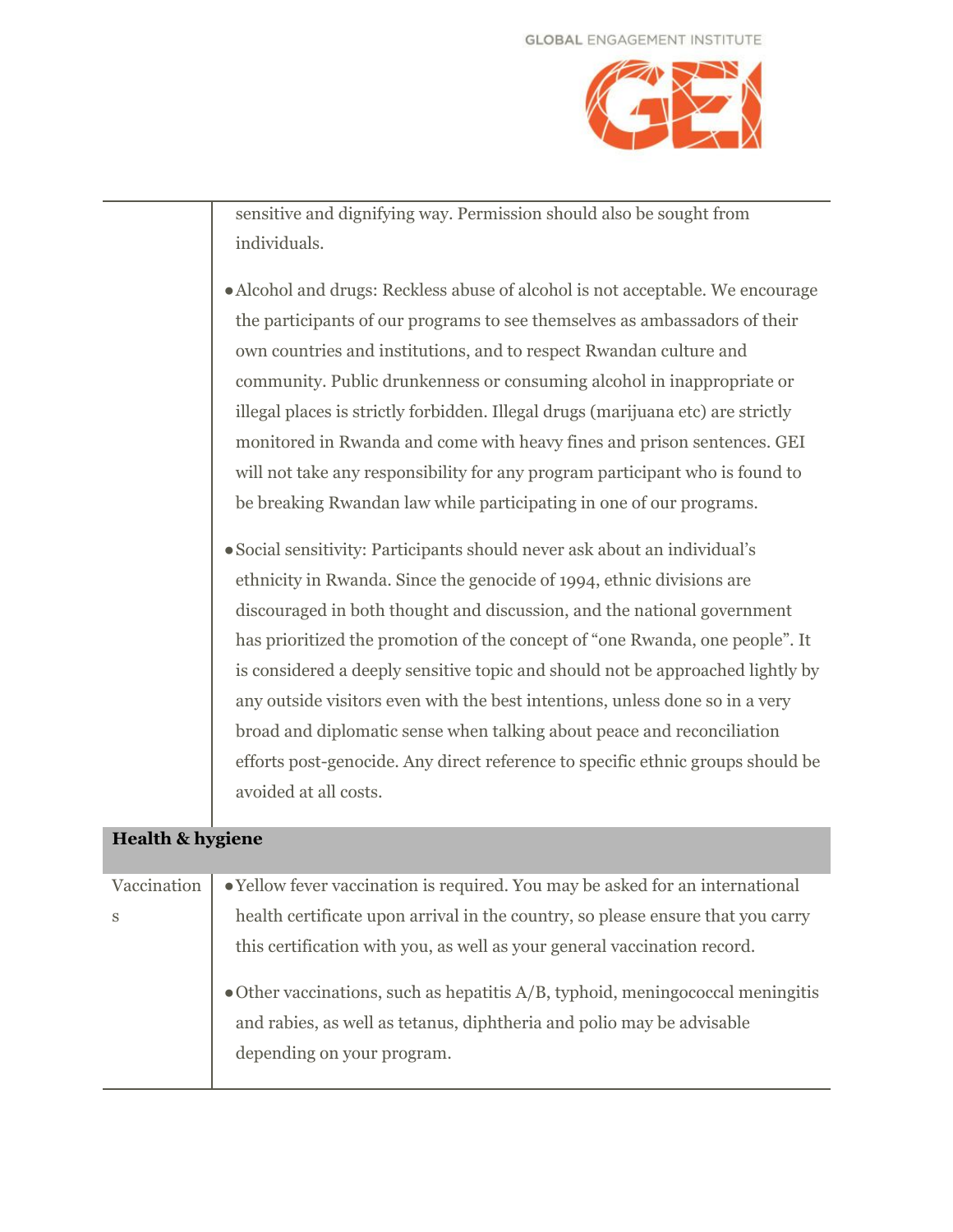| | |
|---|---|
| | sensitive and dignifying way. Permission should also be sought from individuals.<br><br>• Alcohol and drugs: Reckless abuse of alcohol is not acceptable. We encourage the participants of our programs to see themselves as ambassadors of their own countries and institutions, and to respect Rwandan culture and community. Public drunkenness or consuming alcohol in inappropriate or illegal places is strictly forbidden. Illegal drugs (marijuana etc) are strictly monitored in Rwanda and come with heavy fines and prison sentences. GEI will not take any responsibility for any program participant who is found to be breaking Rwandan law while participating in one of our programs.<br><br>• Social sensitivity: Participants should never ask about an individual's ethnicity in Rwanda. Since the genocide of 1994, ethnic divisions are discouraged in both thought and discussion, and the national government has prioritized the promotion of the concept of "one Rwanda, one people". It is considered a deeply sensitive topic and should not be approached lightly by any outside visitors even with the best intentions, unless done so in a very broad and diplomatic sense when talking about peace and reconciliation efforts post-genocide. Any direct reference to specific ethnic groups should be avoided at all costs. |
| **Health & hygiene** | |
| Vaccinations | • Yellow fever vaccination is required. You may be asked for an international health certificate upon arrival in the country, so please ensure that you carry this certification with you, as well as your general vaccination record.<br><br>• Other vaccinations, such as hepatitis A/B, typhoid, meningococcal meningitis and rabies, as well as tetanus, diphtheria and polio may be advisable depending on your program. |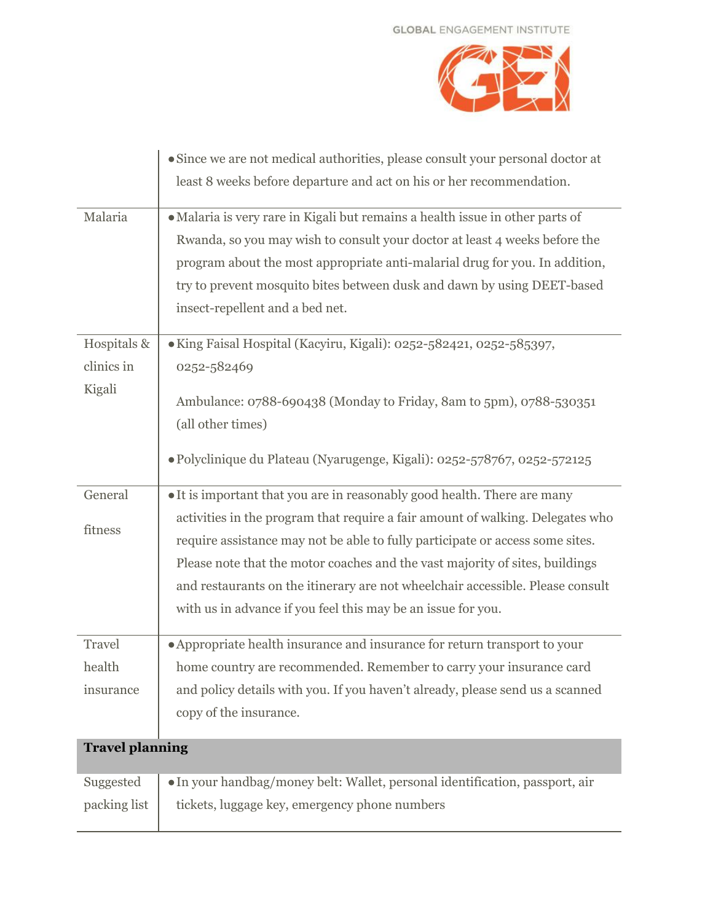| | |
|---|---|
| | • Since we are not medical authorities, please consult your personal doctor at least 8 weeks before departure and act on his or her recommendation. |
| Malaria | • Malaria is very rare in Kigali but remains a health issue in other parts of Rwanda, so you may wish to consult your doctor at least 4 weeks before the program about the most appropriate anti-malarial drug for you. In addition, try to prevent mosquito bites between dusk and dawn by using DEET-based insect-repellent and a bed net. |
| Hospitals & clinics in Kigali | • King Faisal Hospital (Kacyiru, Kigali): 0252-582421, 0252-585397, 0252-582469<br><br>Ambulance: 0788-690438 (Monday to Friday, 8am to 5pm), 0788-530351 (all other times)<br><br>• Polyclinique du Plateau (Nyarugenge, Kigali): 0252-578767, 0252-572125 |
| General fitness | • It is important that you are in reasonably good health. There are many activities in the program that require a fair amount of walking. Delegates who require assistance may not be able to fully participate or access some sites. Please note that the motor coaches and the vast majority of sites, buildings and restaurants on the itinerary are not wheelchair accessible. Please consult with us in advance if you feel this may be an issue for you. |
| Travel health insurance | • Appropriate health insurance and insurance for return transport to your home country are recommended. Remember to carry your insurance card and policy details with you. If you haven't already, please send us a scanned copy of the insurance. |
| **Travel planning** | |
| Suggested packing list | • In your handbag/money belt: Wallet, personal identification, passport, air tickets, luggage key, emergency phone numbers |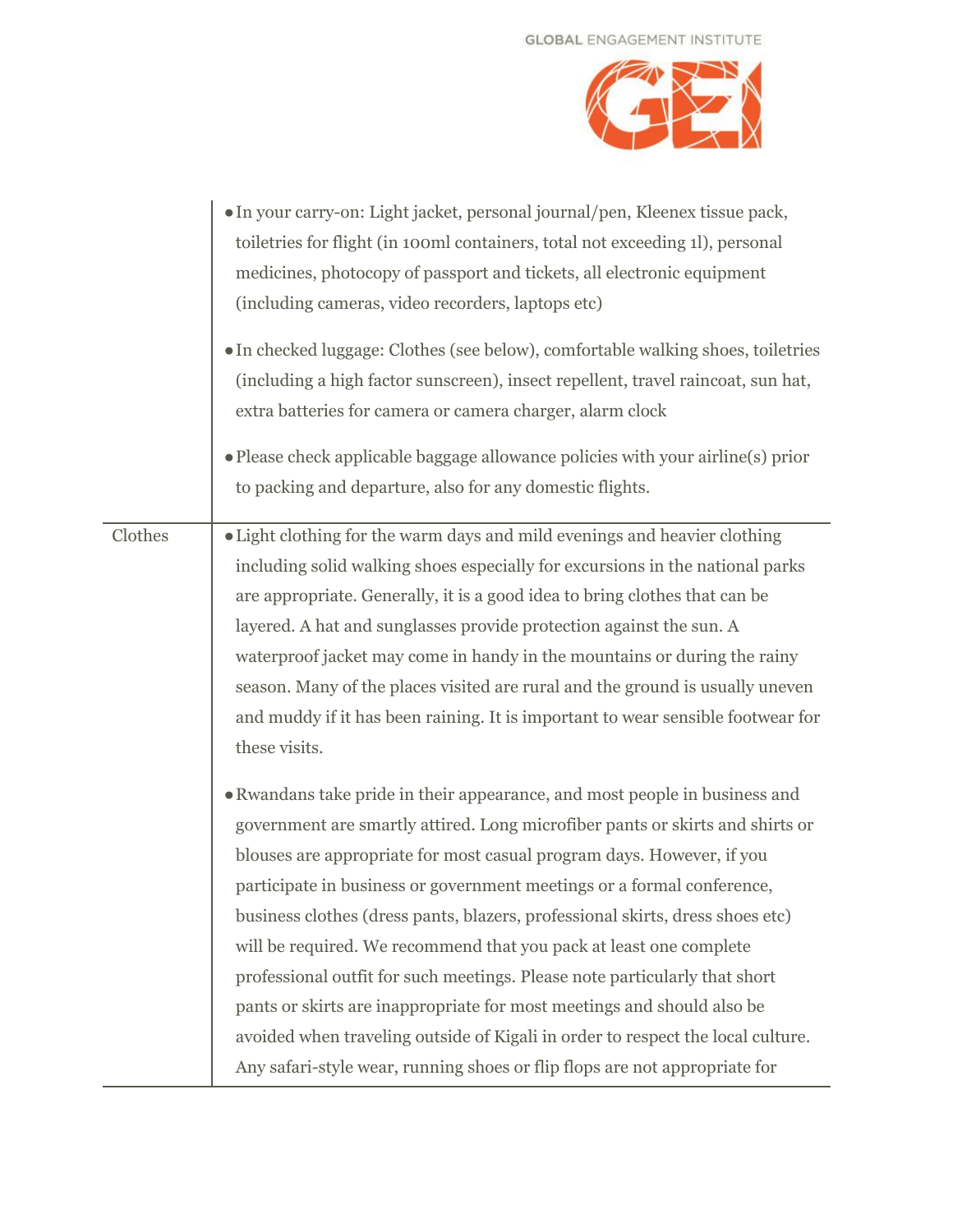| | |
|---|---|
| | • In your carry-on: Light jacket, personal journal/pen, Kleenex tissue pack, toiletries for flight (in 100ml containers, total not exceeding 1l), personal medicines, photocopy of passport and tickets, all electronic equipment (including cameras, video recorders, laptops etc)<br><br>• In checked luggage: Clothes (see below), comfortable walking shoes, toiletries (including a high factor sunscreen), insect repellent, travel raincoat, sun hat, extra batteries for camera or camera charger, alarm clock<br><br>• Please check applicable baggage allowance policies with your airline(s) prior to packing and departure, also for any domestic flights. |
| Clothes | • Light clothing for the warm days and mild evenings and heavier clothing including solid walking shoes especially for excursions in the national parks are appropriate. Generally, it is a good idea to bring clothes that can be layered. A hat and sunglasses provide protection against the sun. A waterproof jacket may come in handy in the mountains or during the rainy season. Many of the places visited are rural and the ground is usually uneven and muddy if it has been raining. It is important to wear sensible footwear for these visits.<br><br>• Rwandans take pride in their appearance, and most people in business and government are smartly attired. Long microfiber pants or skirts and shirts or blouses are appropriate for most casual program days. However, if you participate in business or government meetings or a formal conference, business clothes (dress pants, blazers, professional skirts, dress shoes etc) will be required. We recommend that you pack at least one complete professional outfit for such meetings. Please note particularly that short pants or skirts are inappropriate for most meetings and should also be avoided when traveling outside of Kigali in order to respect the local culture. Any safari-style wear, running shoes or flip flops are not appropriate for |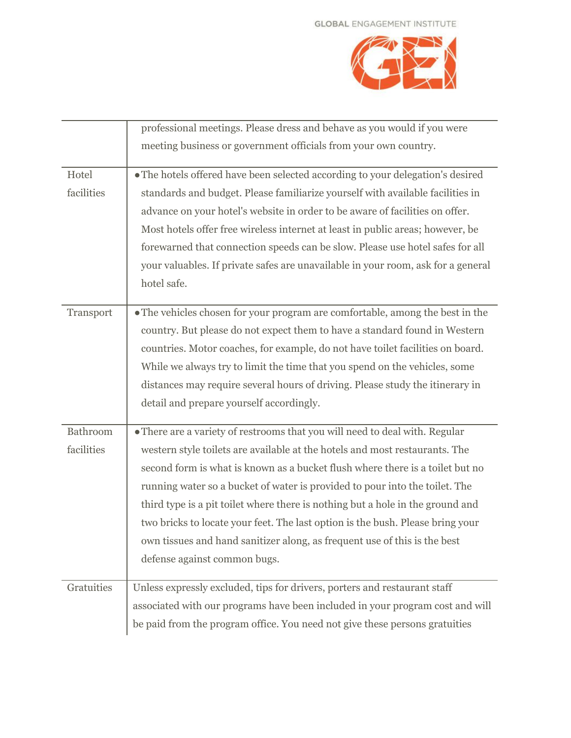| | |
|---|---|
| | professional meetings. Please dress and behave as you would if you were meeting business or government officials from your own country. |
| Hotel facilities | • The hotels offered have been selected according to your delegation's desired standards and budget. Please familiarize yourself with available facilities in advance on your hotel's website in order to be aware of facilities on offer. Most hotels offer free wireless internet at least in public areas; however, be forewarned that connection speeds can be slow. Please use hotel safes for all your valuables. If private safes are unavailable in your room, ask for a general hotel safe. |
| Transport | • The vehicles chosen for your program are comfortable, among the best in the country. But please do not expect them to have a standard found in Western countries. Motor coaches, for example, do not have toilet facilities on board. While we always try to limit the time that you spend on the vehicles, some distances may require several hours of driving. Please study the itinerary in detail and prepare yourself accordingly. |
| Bathroom facilities | • There are a variety of restrooms that you will need to deal with. Regular western style toilets are available at the hotels and most restaurants. The second form is what is known as a bucket flush where there is a toilet but no running water so a bucket of water is provided to pour into the toilet. The third type is a pit toilet where there is nothing but a hole in the ground and two bricks to locate your feet. The last option is the bush. Please bring your own tissues and hand sanitizer along, as frequent use of this is the best defense against common bugs. |
| Gratuities | Unless expressly excluded, tips for drivers, porters and restaurant staff associated with our programs have been included in your program cost and will be paid from the program office. You need not give these persons gratuities |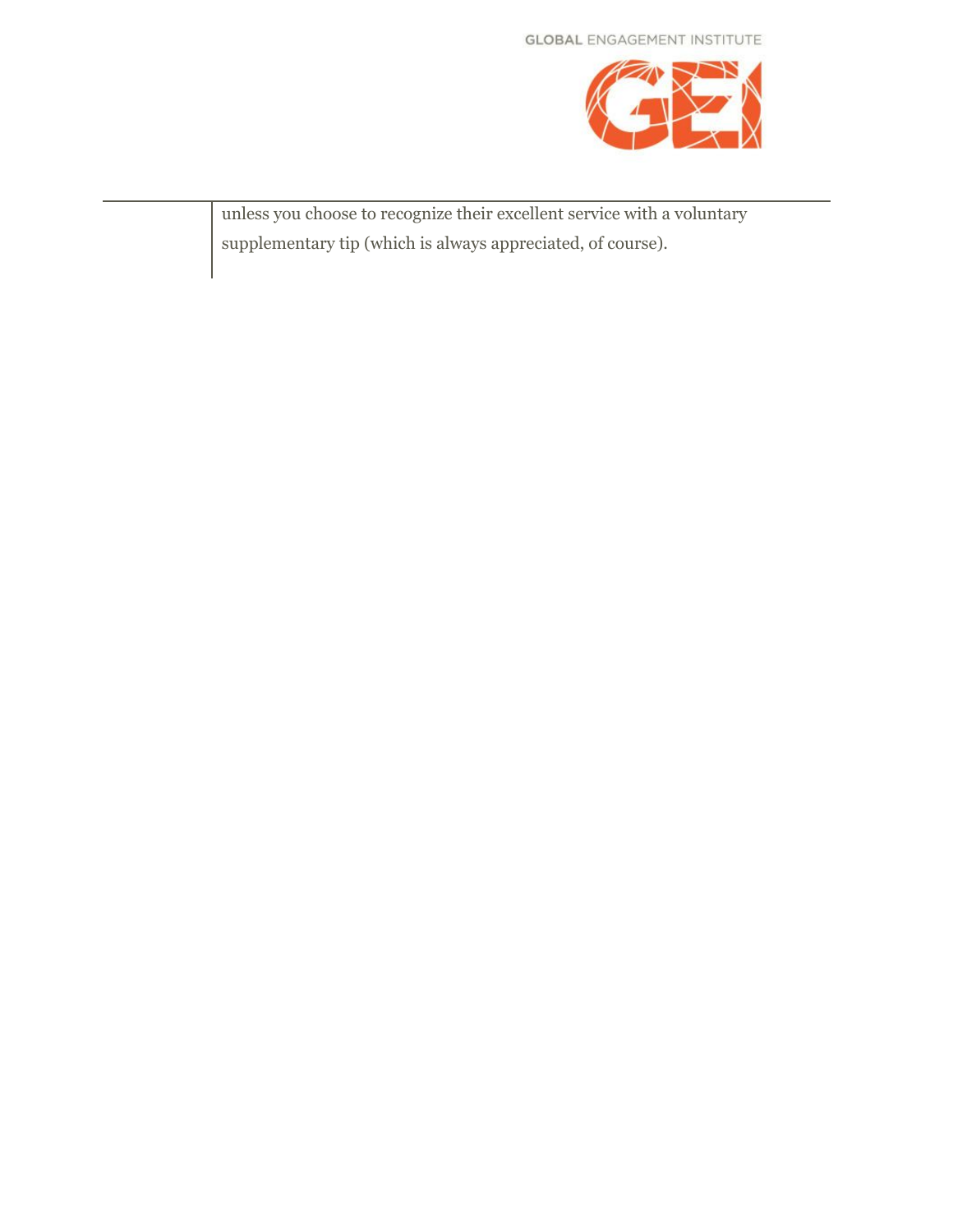| | |
|---|---|
| | unless you choose to recognize their excellent service with a voluntary supplementary tip (which is always appreciated, of course). |